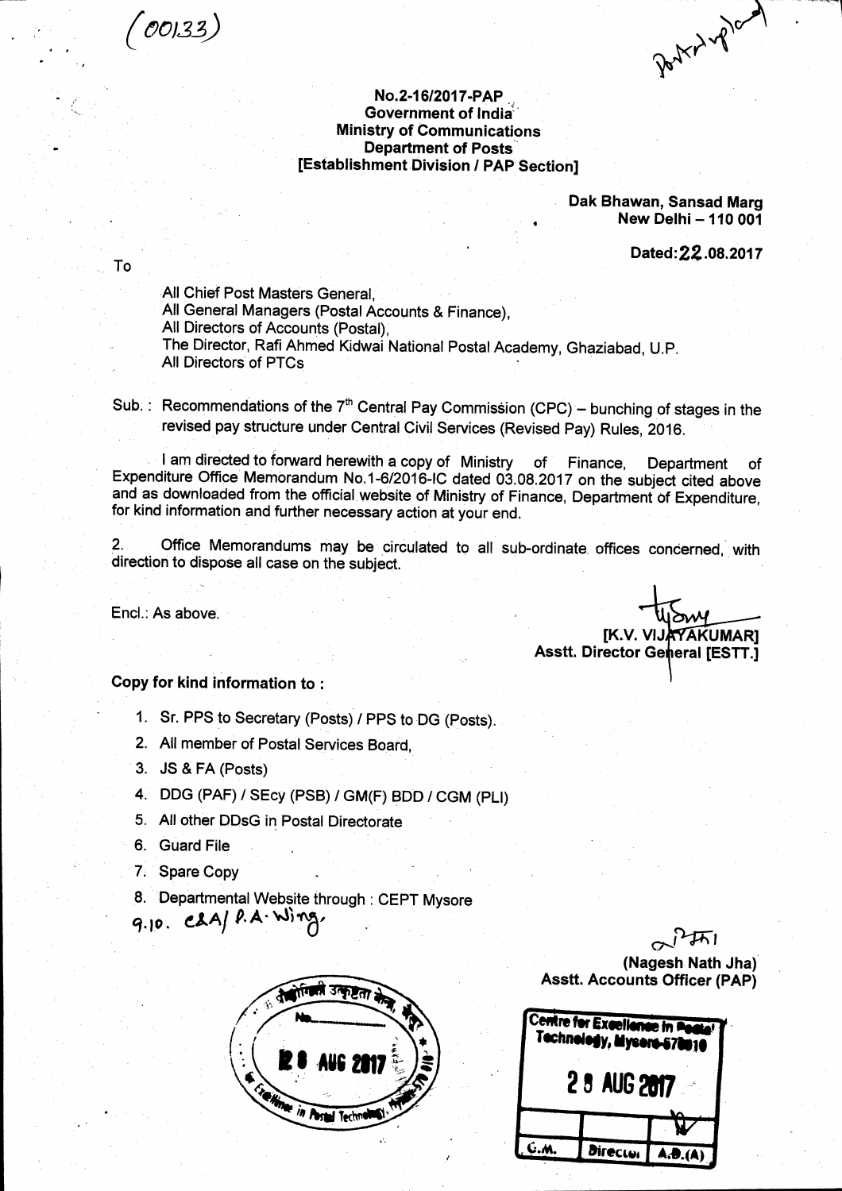(00133)

No.2-16/2017-PAP
Government of India
Ministry of Communications
Department of Posts
[Establishment Division / PAP Section]

Dak Bhawan, Sansad Marg
New Delhi – 110 001

Dated: 22.08.2017

To

All Chief Post Masters General,
All General Managers (Postal Accounts & Finance),
All Directors of Accounts (Postal),
The Director, Rafi Ahmed Kidwai National Postal Academy, Ghaziabad, U.P.
All Directors of PTCs

Sub. : Recommendations of the 7th Central Pay Commission (CPC) – bunching of stages in the revised pay structure under Central Civil Services (Revised Pay) Rules, 2016.

I am directed to forward herewith a copy of Ministry of Finance, Department of Expenditure Office Memorandum No.1-6/2016-IC dated 03.08.2017 on the subject cited above and as downloaded from the official website of Ministry of Finance, Department of Expenditure, for kind information and further necessary action at your end.

2. Office Memorandums may be circulated to all sub-ordinate offices concerned, with direction to dispose all case on the subject.

Encl.: As above.

[K.V. VIJAYAKUMAR]
Asstt. Director General [ESTT.]

**Copy for kind information to :**

1. Sr. PPS to Secretary (Posts) / PPS to DG (Posts).
2. All member of Postal Services Board,
3. JS & FA (Posts)
4. DDG (PAF) / SEcy (PSB) / GM(F) BDD / CGM (PLI)
5. All other DDsG in Postal Directorate
6. Guard File
7. Spare Copy
8. Departmental Website through : CEPT Mysore
9. 10. C&A/ P.A. Wing.

(Nagesh Nath Jha)
Asstt. Accounts Officer (PAP)

Centre for Excellence in Postal Technology, Mysore-570010
28 AUG 2017

| G.M. | Director | A.D.(A) |
|---|---|---|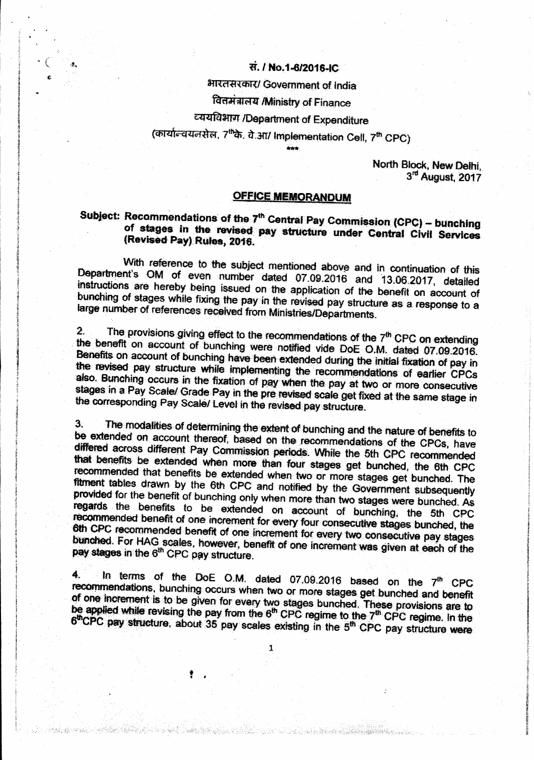सं. / No.1-6/2016-IC

भारतसरकार/ Government of India

वित्तमंत्रालय /Ministry of Finance

व्ययविभाग /Department of Expenditure

(कार्यान्वयनसेल, 7thके. वे.आ/ Implementation Cell, 7th CPC)

\*\*\*

North Block, New Delhi,
3rd August, 2017

## OFFICE MEMORANDUM

**Subject: Recommendations of the 7th Central Pay Commission (CPC) – bunching of stages in the revised pay structure under Central Civil Services (Revised Pay) Rules, 2016.**

With reference to the subject mentioned above and in continuation of this Department's OM of even number dated 07.09.2016 and 13.06.2017, detailed instructions are hereby being issued on the application of the benefit on account of bunching of stages while fixing the pay in the revised pay structure as a response to a large number of references received from Ministries/Departments.

2. The provisions giving effect to the recommendations of the 7th CPC on extending the benefit on account of bunching were notified vide DoE O.M. dated 07.09.2016. Benefits on account of bunching have been extended during the initial fixation of pay in the revised pay structure while implementing the recommendations of earlier CPCs also. Bunching occurs in the fixation of pay when the pay at two or more consecutive stages in a Pay Scale/ Grade Pay in the pre revised scale get fixed at the same stage in the corresponding Pay Scale/ Level in the revised pay structure.

3. The modalities of determining the extent of bunching and the nature of benefits to be extended on account thereof, based on the recommendations of the CPCs, have differed across different Pay Commission periods. While the 5th CPC recommended that benefits be extended when more than four stages get bunched, the 6th CPC recommended that benefits be extended when two or more stages get bunched. The fitment tables drawn by the 6th CPC and notified by the Government subsequently provided for the benefit of bunching only when more than two stages were bunched. As regards the benefits to be extended on account of bunching, the 5th CPC recommended benefit of one increment for every four consecutive stages bunched, the 6th CPC recommended benefit of one increment for every two consecutive pay stages bunched. For HAG scales, however, benefit of one increment was given at each of the pay stages in the 6th CPC pay structure.

4. In terms of the DoE O.M. dated 07.09.2016 based on the 7th CPC recommendations, bunching occurs when two or more stages get bunched and benefit of one increment is to be given for every two stages bunched. These provisions are to be applied while revising the pay from the 6th CPC regime to the 7th CPC regime. In the 6th CPC pay structure, about 35 pay scales existing in the 5th CPC pay structure were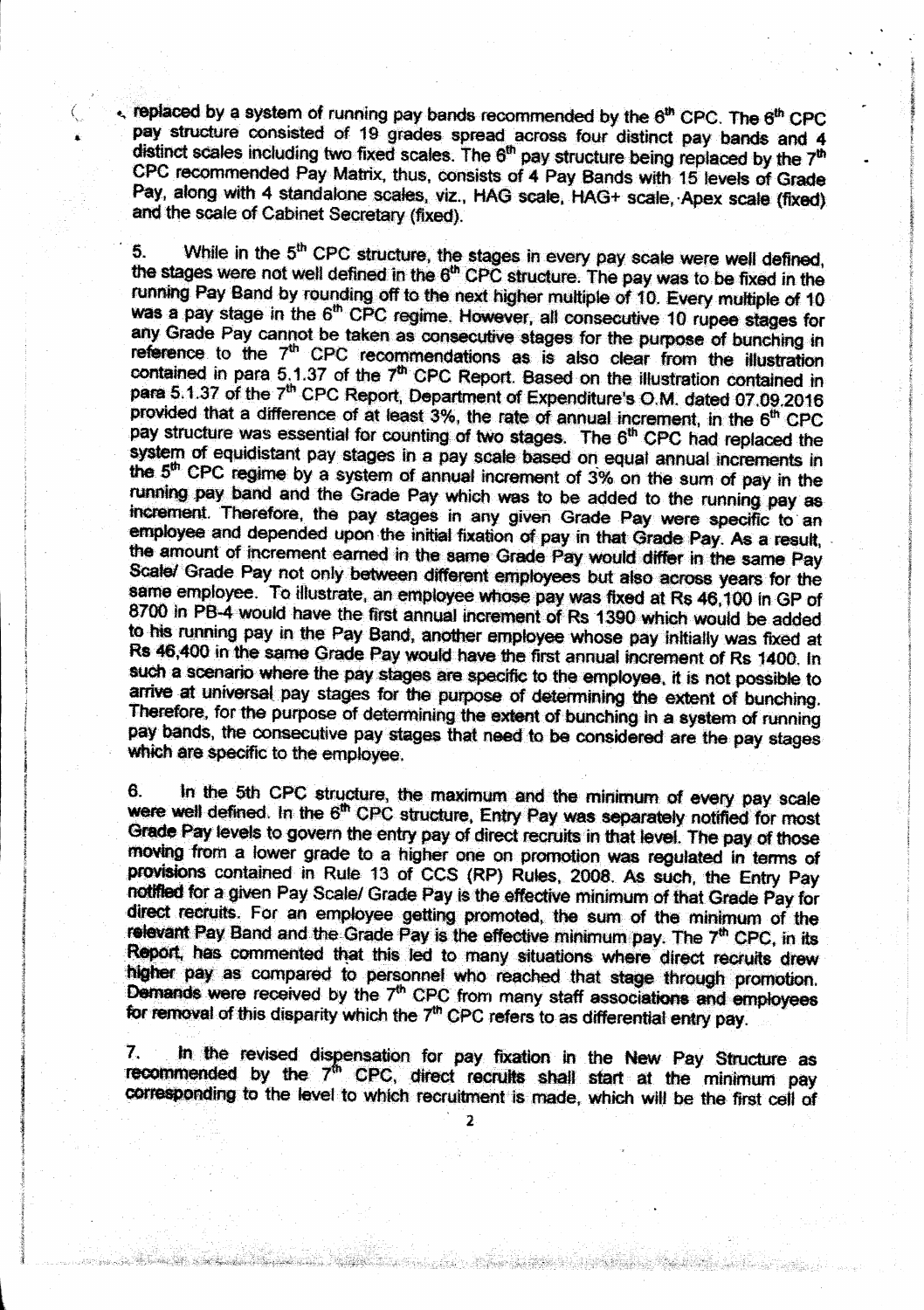replaced by a system of running pay bands recommended by the 6th CPC. The 6th CPC pay structure consisted of 19 grades spread across four distinct pay bands and 4 distinct scales including two fixed scales. The 6th pay structure being replaced by the 7th CPC recommended Pay Matrix, thus, consists of 4 Pay Bands with 15 levels of Grade Pay, along with 4 standalone scales, viz., HAG scale, HAG+ scale, Apex scale (fixed) and the scale of Cabinet Secretary (fixed).

5. While in the 5th CPC structure, the stages in every pay scale were well defined, the stages were not well defined in the 6th CPC structure. The pay was to be fixed in the running Pay Band by rounding off to the next higher multiple of 10. Every multiple of 10 was a pay stage in the 6th CPC regime. However, all consecutive 10 rupee stages for any Grade Pay cannot be taken as consecutive stages for the purpose of bunching in reference to the 7th CPC recommendations as is also clear from the illustration contained in para 5.1.37 of the 7th CPC Report. Based on the illustration contained in para 5.1.37 of the 7th CPC Report, Department of Expenditure's O.M. dated 07.09.2016 provided that a difference of at least 3%, the rate of annual increment, in the 6th CPC pay structure was essential for counting of two stages. The 6th CPC had replaced the system of equidistant pay stages in a pay scale based on equal annual increments in the 5th CPC regime by a system of annual increment of 3% on the sum of pay in the running pay band and the Grade Pay which was to be added to the running pay as increment. Therefore, the pay stages in any given Grade Pay were specific to an employee and depended upon the initial fixation of pay in that Grade Pay. As a result, the amount of increment earned in the same Grade Pay would differ in the same Pay Scale/ Grade Pay not only between different employees but also across years for the same employee. To illustrate, an employee whose pay was fixed at Rs 46,100 in GP of 8700 in PB-4 would have the first annual increment of Rs 1390 which would be added to his running pay in the Pay Band, another employee whose pay initially was fixed at Rs 46,400 in the same Grade Pay would have the first annual increment of Rs 1400. In such a scenario where the pay stages are specific to the employee, it is not possible to arrive at universal pay stages for the purpose of determining the extent of bunching. Therefore, for the purpose of determining the extent of bunching in a system of running pay bands, the consecutive pay stages that need to be considered are the pay stages which are specific to the employee.

6. In the 5th CPC structure, the maximum and the minimum of every pay scale were well defined. In the 6th CPC structure, Entry Pay was separately notified for most Grade Pay levels to govern the entry pay of direct recruits in that level. The pay of those moving from a lower grade to a higher one on promotion was regulated in terms of provisions contained in Rule 13 of CCS (RP) Rules, 2008. As such, the Entry Pay notified for a given Pay Scale/ Grade Pay is the effective minimum of that Grade Pay for direct recruits. For an employee getting promoted, the sum of the minimum of the relevant Pay Band and the Grade Pay is the effective minimum pay. The 7th CPC, in its Report, has commented that this led to many situations where direct recruits drew higher pay as compared to personnel who reached that stage through promotion. Demands were received by the 7th CPC from many staff associations and employees for removal of this disparity which the 7th CPC refers to as differential entry pay.

7. In the revised dispensation for pay fixation in the New Pay Structure as recommended by the 7th CPC, direct recruits shall start at the minimum pay corresponding to the level to which recruitment is made, which will be the first cell of